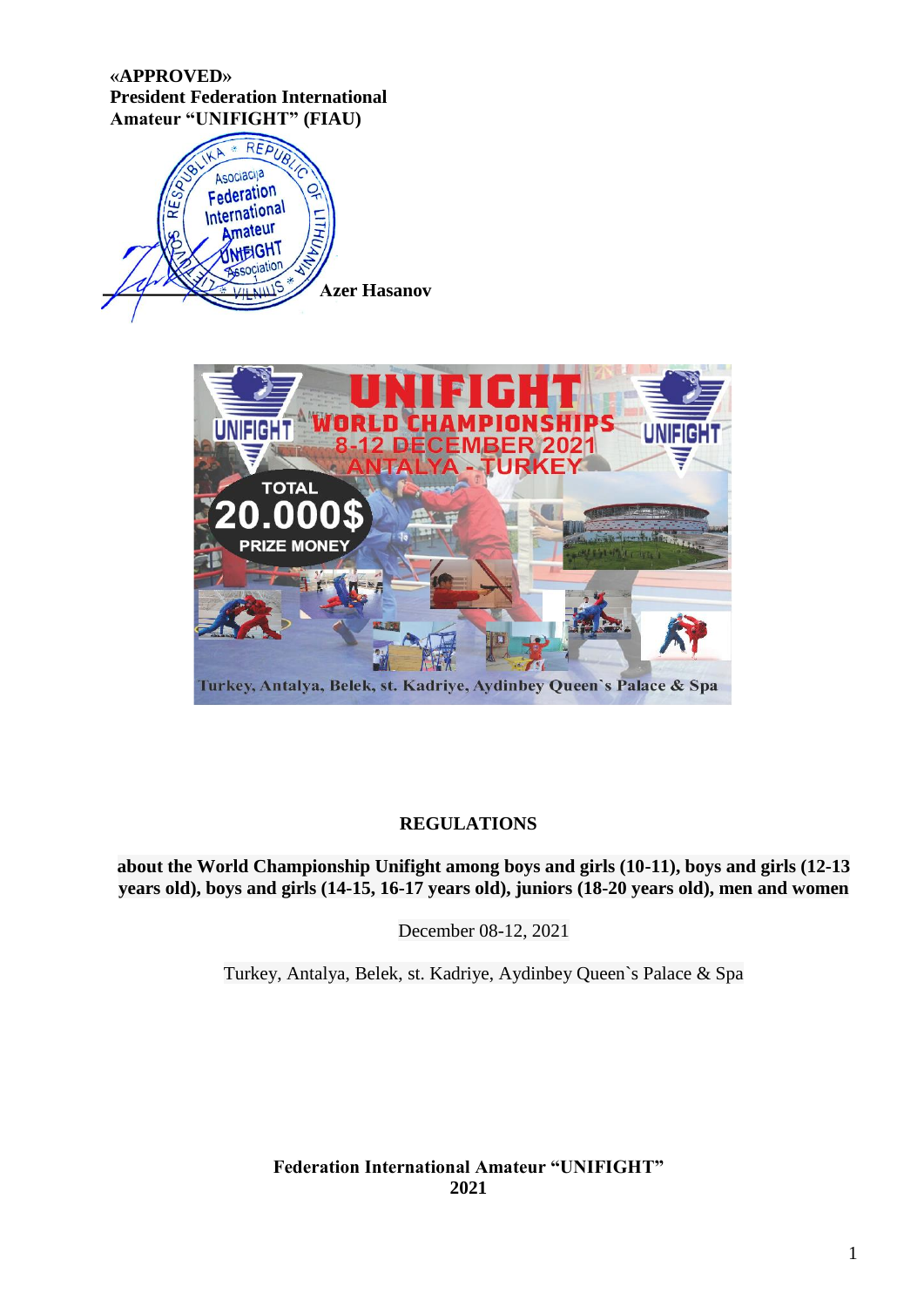**«APPROVED»**
**President Federation International Amateur "UNIFIGHT" (FIAU)**

**Azer Hasanov**

# REGULATIONS

**about the World Championship Unifight among boys and girls (10-11), boys and girls (12-13 years old), boys and girls (14-15, 16-17 years old), juniors (18-20 years old), men and women**

December 08-12, 2021

Turkey, Antalya, Belek, st. Kadriye, Aydinbey Queen`s Palace & Spa

**Federation International Amateur "UNIFIGHT"**
**2021**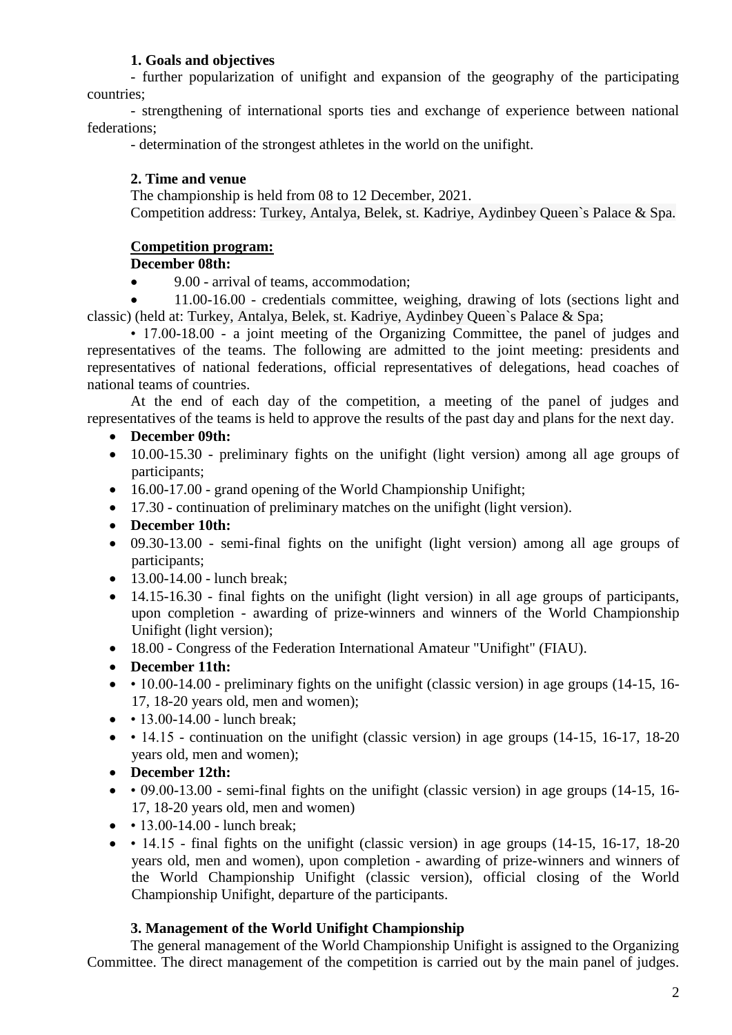**1. Goals and objectives**

- further popularization of unifight and expansion of the geography of the participating countries;

- strengthening of international sports ties and exchange of experience between national federations;

- determination of the strongest athletes in the world on the unifight.

**2. Time and venue**

The championship is held from 08 to 12 December, 2021.

Competition address: Turkey, Antalya, Belek, st. Kadriye, Aydinbey Queen`s Palace & Spa.

**Competition program:**

**December 08th:**

- 9.00 - arrival of teams, accommodation;
- 11.00-16.00 - credentials committee, weighing, drawing of lots (sections light and classic) (held at: Turkey, Antalya, Belek, st. Kadriye, Aydinbey Queen`s Palace & Spa;

• 17.00-18.00 - a joint meeting of the Organizing Committee, the panel of judges and representatives of the teams. The following are admitted to the joint meeting: presidents and representatives of national federations, official representatives of delegations, head coaches of national teams of countries.

At the end of each day of the competition, a meeting of the panel of judges and representatives of the teams is held to approve the results of the past day and plans for the next day.

- **December 09th:**
- 10.00-15.30 - preliminary fights on the unifight (light version) among all age groups of participants;
- 16.00-17.00 - grand opening of the World Championship Unifight;
- 17.30 - continuation of preliminary matches on the unifight (light version).
- **December 10th:**
- 09.30-13.00 - semi-final fights on the unifight (light version) among all age groups of participants;
- 13.00-14.00 - lunch break;
- 14.15-16.30 - final fights on the unifight (light version) in all age groups of participants, upon completion - awarding of prize-winners and winners of the World Championship Unifight (light version);
- 18.00 - Congress of the Federation International Amateur "Unifight" (FIAU).
- **December 11th:**
- • 10.00-14.00 - preliminary fights on the unifight (classic version) in age groups (14-15, 16-17, 18-20 years old, men and women);
- • 13.00-14.00 - lunch break;
- • 14.15 - continuation on the unifight (classic version) in age groups (14-15, 16-17, 18-20 years old, men and women);
- **December 12th:**
- • 09.00-13.00 - semi-final fights on the unifight (classic version) in age groups (14-15, 16-17, 18-20 years old, men and women)
- • 13.00-14.00 - lunch break;
- • 14.15 - final fights on the unifight (classic version) in age groups (14-15, 16-17, 18-20 years old, men and women), upon completion - awarding of prize-winners and winners of the World Championship Unifight (classic version), official closing of the World Championship Unifight, departure of the participants.

**3. Management of the World Unifight Championship**

The general management of the World Championship Unifight is assigned to the Organizing Committee. The direct management of the competition is carried out by the main panel of judges.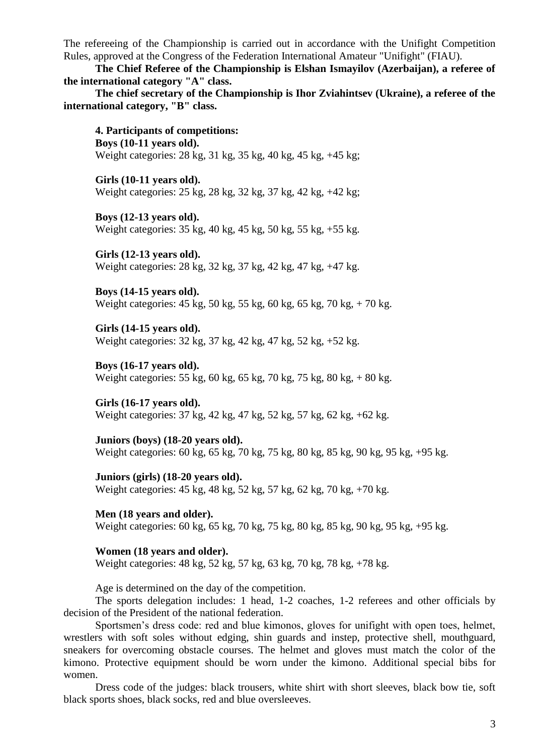The refereeing of the Championship is carried out in accordance with the Unifight Competition Rules, approved at the Congress of the Federation International Amateur "Unifight" (FIAU).

**The Chief Referee of the Championship is Elshan Ismayilov (Azerbaijan), a referee of the international category "A" class.**

**The chief secretary of the Championship is Ihor Zviahintsev (Ukraine), a referee of the international category, "B" class.**

**4. Participants of competitions:**

**Boys (10-11 years old).**
Weight categories: 28 kg, 31 kg, 35 kg, 40 kg, 45 kg, +45 kg;

**Girls (10-11 years old).**
Weight categories: 25 kg, 28 kg, 32 kg, 37 kg, 42 kg, +42 kg;

**Boys (12-13 years old).**
Weight categories: 35 kg, 40 kg, 45 kg, 50 kg, 55 kg, +55 kg.

**Girls (12-13 years old).**
Weight categories: 28 kg, 32 kg, 37 kg, 42 kg, 47 kg, +47 kg.

**Boys (14-15 years old).**
Weight categories: 45 kg, 50 kg, 55 kg, 60 kg, 65 kg, 70 kg, + 70 kg.

**Girls (14-15 years old).**
Weight categories: 32 kg, 37 kg, 42 kg, 47 kg, 52 kg, +52 kg.

**Boys (16-17 years old).**
Weight categories: 55 kg, 60 kg, 65 kg, 70 kg, 75 kg, 80 kg, + 80 kg.

**Girls (16-17 years old).**
Weight categories: 37 kg, 42 kg, 47 kg, 52 kg, 57 kg, 62 kg, +62 kg.

**Juniors (boys) (18-20 years old).**
Weight categories: 60 kg, 65 kg, 70 kg, 75 kg, 80 kg, 85 kg, 90 kg, 95 kg, +95 kg.

**Juniors (girls) (18-20 years old).**
Weight categories: 45 kg, 48 kg, 52 kg, 57 kg, 62 kg, 70 kg, +70 kg.

**Men (18 years and older).**
Weight categories: 60 kg, 65 kg, 70 kg, 75 kg, 80 kg, 85 kg, 90 kg, 95 kg, +95 kg.

**Women (18 years and older).**
Weight categories: 48 kg, 52 kg, 57 kg, 63 kg, 70 kg, 78 kg, +78 kg.

Age is determined on the day of the competition.

The sports delegation includes: 1 head, 1-2 coaches, 1-2 referees and other officials by decision of the President of the national federation.

Sportsmen's dress code: red and blue kimonos, gloves for unifight with open toes, helmet, wrestlers with soft soles without edging, shin guards and instep, protective shell, mouthguard, sneakers for overcoming obstacle courses. The helmet and gloves must match the color of the kimono. Protective equipment should be worn under the kimono. Additional special bibs for women.

Dress code of the judges: black trousers, white shirt with short sleeves, black bow tie, soft black sports shoes, black socks, red and blue oversleeves.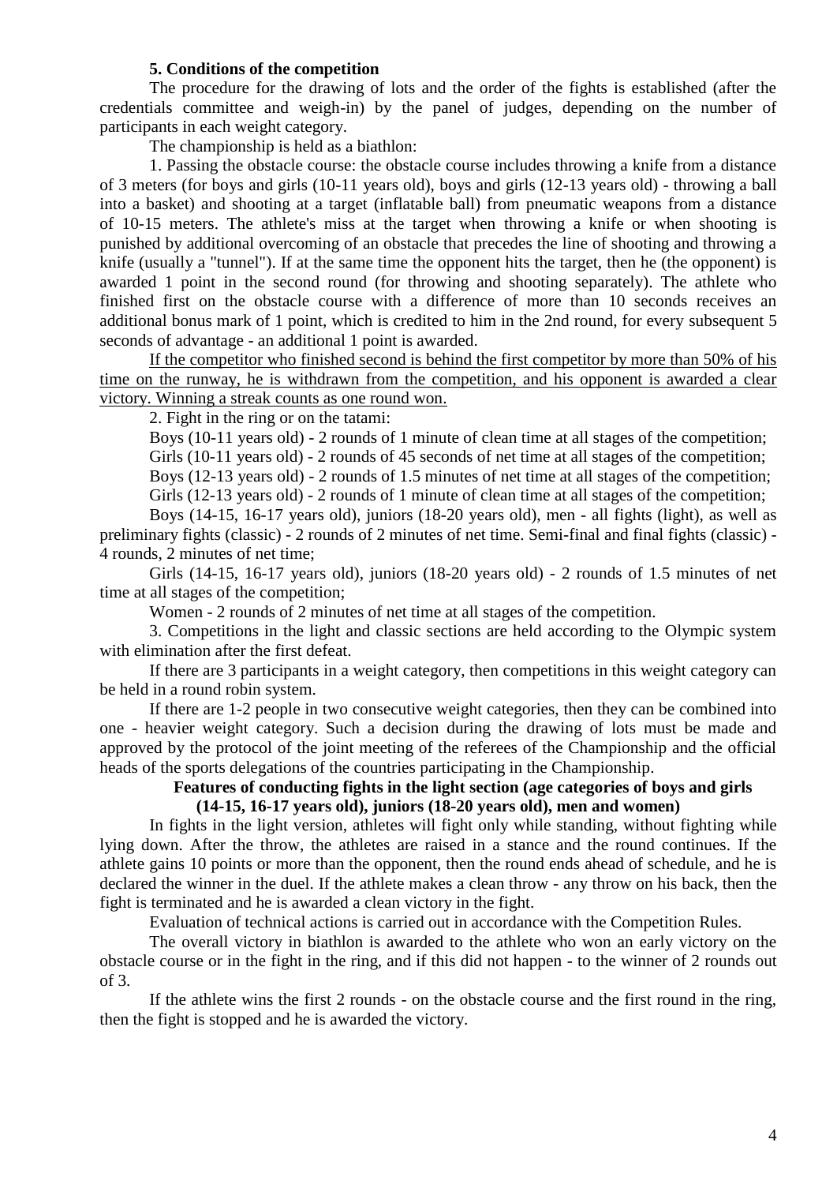### 5. Conditions of the competition

The procedure for the drawing of lots and the order of the fights is established (after the credentials committee and weigh-in) by the panel of judges, depending on the number of participants in each weight category.

The championship is held as a biathlon:

1. Passing the obstacle course: the obstacle course includes throwing a knife from a distance of 3 meters (for boys and girls (10-11 years old), boys and girls (12-13 years old) - throwing a ball into a basket) and shooting at a target (inflatable ball) from pneumatic weapons from a distance of 10-15 meters. The athlete's miss at the target when throwing a knife or when shooting is punished by additional overcoming of an obstacle that precedes the line of shooting and throwing a knife (usually a "tunnel"). If at the same time the opponent hits the target, then he (the opponent) is awarded 1 point in the second round (for throwing and shooting separately). The athlete who finished first on the obstacle course with a difference of more than 10 seconds receives an additional bonus mark of 1 point, which is credited to him in the 2nd round, for every subsequent 5 seconds of advantage - an additional 1 point is awarded.

<u>If the competitor who finished second is behind the first competitor by more than 50% of his time on the runway, he is withdrawn from the competition, and his opponent is awarded a clear victory. Winning a streak counts as one round won.</u>

2. Fight in the ring or on the tatami:

Boys (10-11 years old) - 2 rounds of 1 minute of clean time at all stages of the competition;

Girls (10-11 years old) - 2 rounds of 45 seconds of net time at all stages of the competition;

Boys (12-13 years old) - 2 rounds of 1.5 minutes of net time at all stages of the competition;

Girls (12-13 years old) - 2 rounds of 1 minute of clean time at all stages of the competition;

Boys (14-15, 16-17 years old), juniors (18-20 years old), men - all fights (light), as well as preliminary fights (classic) - 2 rounds of 2 minutes of net time. Semi-final and final fights (classic) - 4 rounds, 2 minutes of net time;

Girls (14-15, 16-17 years old), juniors (18-20 years old) - 2 rounds of 1.5 minutes of net time at all stages of the competition;

Women - 2 rounds of 2 minutes of net time at all stages of the competition.

3. Competitions in the light and classic sections are held according to the Olympic system with elimination after the first defeat.

If there are 3 participants in a weight category, then competitions in this weight category can be held in a round robin system.

If there are 1-2 people in two consecutive weight categories, then they can be combined into one - heavier weight category. Such a decision during the drawing of lots must be made and approved by the protocol of the joint meeting of the referees of the Championship and the official heads of the sports delegations of the countries participating in the Championship.

**Features of conducting fights in the light section (age categories of boys and girls (14-15, 16-17 years old), juniors (18-20 years old), men and women)**

In fights in the light version, athletes will fight only while standing, without fighting while lying down. After the throw, the athletes are raised in a stance and the round continues. If the athlete gains 10 points or more than the opponent, then the round ends ahead of schedule, and he is declared the winner in the duel. If the athlete makes a clean throw - any throw on his back, then the fight is terminated and he is awarded a clean victory in the fight.

Evaluation of technical actions is carried out in accordance with the Competition Rules.

The overall victory in biathlon is awarded to the athlete who won an early victory on the obstacle course or in the fight in the ring, and if this did not happen - to the winner of 2 rounds out of 3.

If the athlete wins the first 2 rounds - on the obstacle course and the first round in the ring, then the fight is stopped and he is awarded the victory.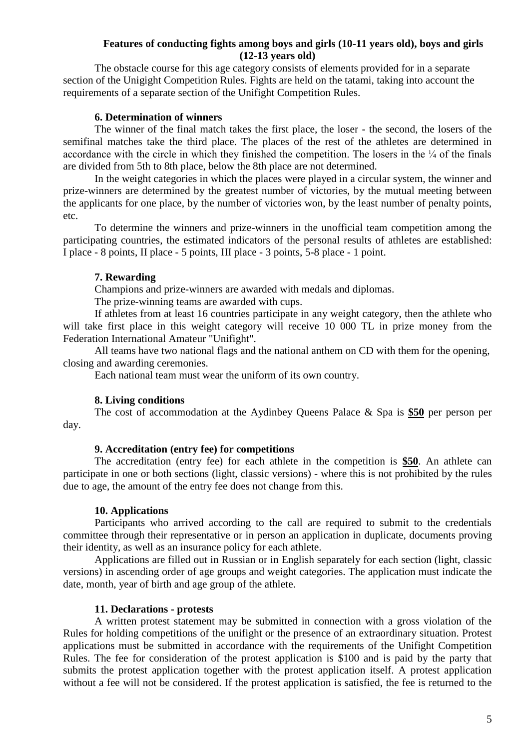**Features of conducting fights among boys and girls (10-11 years old), boys and girls (12-13 years old)**

The obstacle course for this age category consists of elements provided for in a separate section of the Unigight Competition Rules. Fights are held on the tatami, taking into account the requirements of a separate section of the Unifight Competition Rules.

**6. Determination of winners**

The winner of the final match takes the first place, the loser - the second, the losers of the semifinal matches take the third place. The places of the rest of the athletes are determined in accordance with the circle in which they finished the competition. The losers in the ¼ of the finals are divided from 5th to 8th place, below the 8th place are not determined.

In the weight categories in which the places were played in a circular system, the winner and prize-winners are determined by the greatest number of victories, by the mutual meeting between the applicants for one place, by the number of victories won, by the least number of penalty points, etc.

To determine the winners and prize-winners in the unofficial team competition among the participating countries, the estimated indicators of the personal results of athletes are established: I place - 8 points, II place - 5 points, III place - 3 points, 5-8 place - 1 point.

**7. Rewarding**

Champions and prize-winners are awarded with medals and diplomas.

The prize-winning teams are awarded with cups.

If athletes from at least 16 countries participate in any weight category, then the athlete who will take first place in this weight category will receive 10 000 TL in prize money from the Federation International Amateur "Unifight".

All teams have two national flags and the national anthem on CD with them for the opening, closing and awarding ceremonies.

Each national team must wear the uniform of its own country.

**8. Living conditions**

The cost of accommodation at the Aydinbey Queens Palace & Spa is **<u>$50</u>** per person per day.

**9. Accreditation (entry fee) for competitions**

The accreditation (entry fee) for each athlete in the competition is **<u>$50</u>**. An athlete can participate in one or both sections (light, classic versions) - where this is not prohibited by the rules due to age, the amount of the entry fee does not change from this.

**10. Applications**

Participants who arrived according to the call are required to submit to the credentials committee through their representative or in person an application in duplicate, documents proving their identity, as well as an insurance policy for each athlete.

Applications are filled out in Russian or in English separately for each section (light, classic versions) in ascending order of age groups and weight categories. The application must indicate the date, month, year of birth and age group of the athlete.

**11. Declarations - protests**

A written protest statement may be submitted in connection with a gross violation of the Rules for holding competitions of the unifight or the presence of an extraordinary situation. Protest applications must be submitted in accordance with the requirements of the Unifight Competition Rules. The fee for consideration of the protest application is $100 and is paid by the party that submits the protest application together with the protest application itself. A protest application without a fee will not be considered. If the protest application is satisfied, the fee is returned to the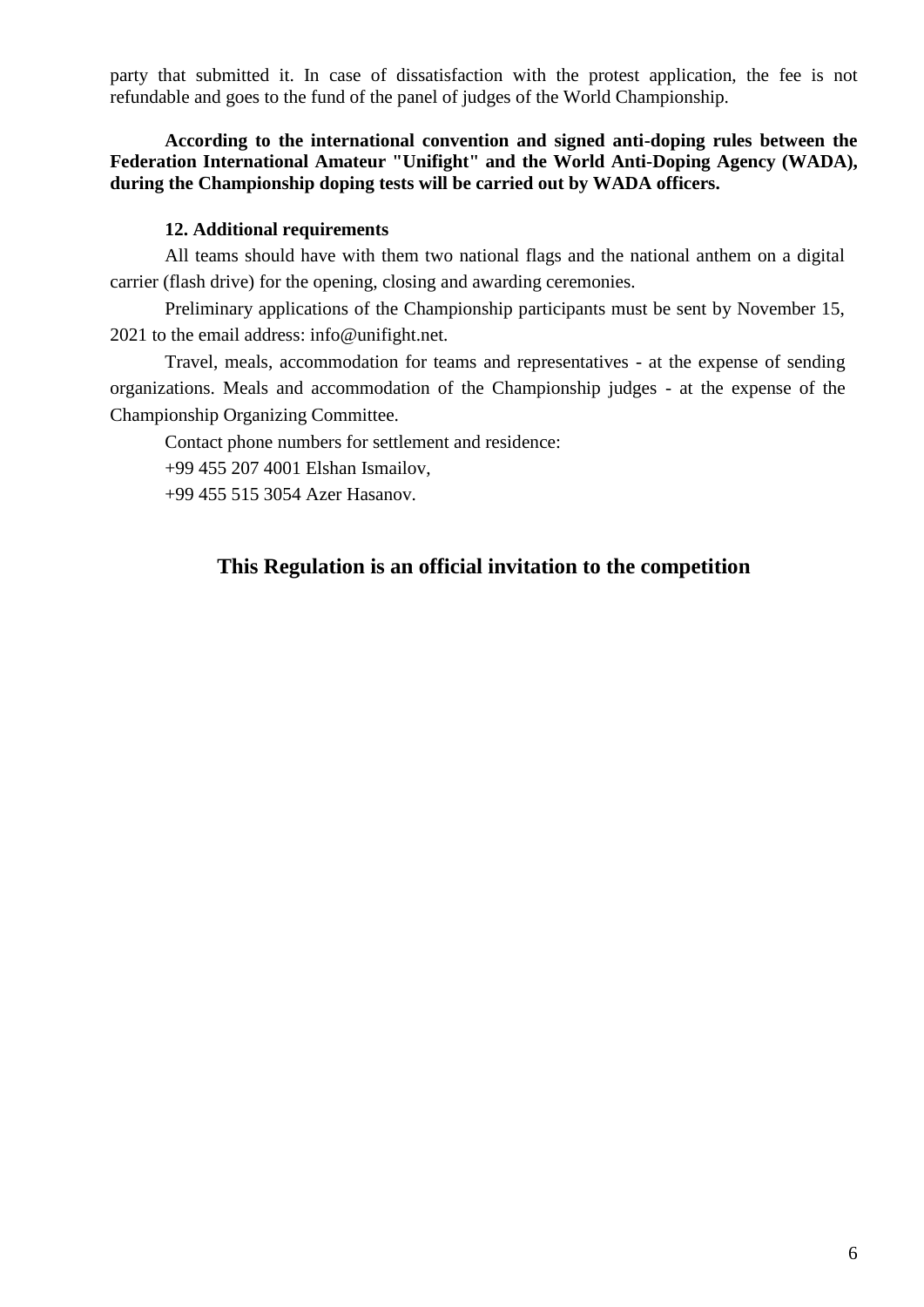party that submitted it. In case of dissatisfaction with the protest application, the fee is not refundable and goes to the fund of the panel of judges of the World Championship.

**According to the international convention and signed anti-doping rules between the Federation International Amateur "Unifight" and the World Anti-Doping Agency (WADA), during the Championship doping tests will be carried out by WADA officers.**

### 12. Additional requirements

All teams should have with them two national flags and the national anthem on a digital carrier (flash drive) for the opening, closing and awarding ceremonies.

Preliminary applications of the Championship participants must be sent by November 15, 2021 to the email address: info@unifight.net.

Travel, meals, accommodation for teams and representatives - at the expense of sending organizations. Meals and accommodation of the Championship judges - at the expense of the Championship Organizing Committee.

Contact phone numbers for settlement and residence:

+99 455 207 4001 Elshan Ismailov,

+99 455 515 3054 Azer Hasanov.

## This Regulation is an official invitation to the competition